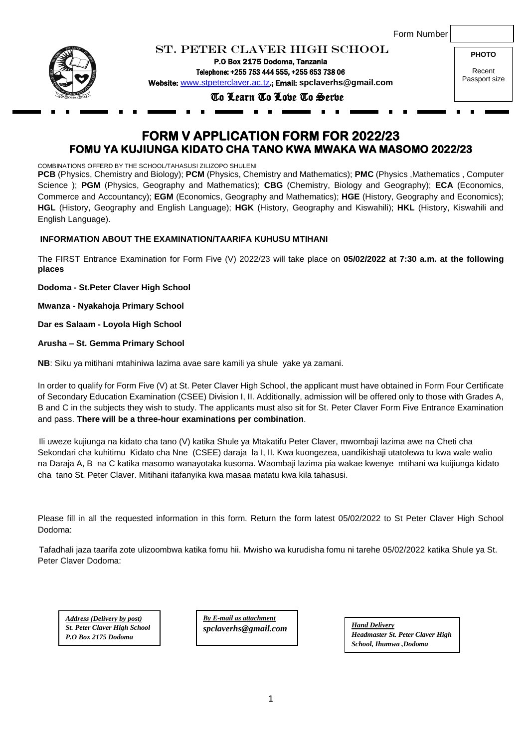Form Number

# ST. PETER CLAVER HIGH SCHOOL

**P.O Box 2175 Dodoma, Tanzania**
**Telephone: +255 753 444 555, +255 653 738 06**
**Website:** www.stpeterclaver.ac.tz**; Email: spclaverhs@gmail.com**

*To Learn To Love To Serve*

**PHOTO**

Recent Passport size

## FORM V APPLICATION FORM FOR 2022/23
## FOMU YA KUJIUNGA KIDATO CHA TANO KWA MWAKA WA MASOMO 2022/23

COMBINATIONS OFFERD BY THE SCHOOL/TAHASUSI ZILIZOPO SHULENI

**PCB** (Physics, Chemistry and Biology); **PCM** (Physics, Chemistry and Mathematics); **PMC** (Physics ,Mathematics , Computer Science ); **PGM** (Physics, Geography and Mathematics); **CBG** (Chemistry, Biology and Geography); **ECA** (Economics, Commerce and Accountancy); **EGM** (Economics, Geography and Mathematics); **HGE** (History, Geography and Economics); **HGL** (History, Geography and English Language); **HGK** (History, Geography and Kiswahili); **HKL** (History, Kiswahili and English Language).

**INFORMATION ABOUT THE EXAMINATION/TAARIFA KUHUSU MTIHANI**

The FIRST Entrance Examination for Form Five (V) 2022/23 will take place on **05/02/2022 at 7:30 a.m. at the following places**

**Dodoma - St.Peter Claver High School**

**Mwanza - Nyakahoja Primary School**

**Dar es Salaam - Loyola High School**

**Arusha – St. Gemma Primary School**

**NB**: Siku ya mitihani mtahiniwa lazima avae sare kamili ya shule yake ya zamani.

In order to qualify for Form Five (V) at St. Peter Claver High School, the applicant must have obtained in Form Four Certificate of Secondary Education Examination (CSEE) Division I, II. Additionally, admission will be offered only to those with Grades A, B and C in the subjects they wish to study. The applicants must also sit for St. Peter Claver Form Five Entrance Examination and pass. **There will be a three-hour examinations per combination**.

Ili uweze kujiunga na kidato cha tano (V) katika Shule ya Mtakatifu Peter Claver, mwombaji lazima awe na Cheti cha Sekondari cha kuhitimu Kidato cha Nne (CSEE) daraja la I, II. Kwa kuongezea, uandikishaji utatolewa tu kwa wale walio na Daraja A, B na C katika masomo wanayotaka kusoma. Waombaji lazima pia wakae kwenye mtihani wa kuijiunga kidato cha tano St. Peter Claver. Mitihani itafanyika kwa masaa matatu kwa kila tahasusi.

Please fill in all the requested information in this form. Return the form latest 05/02/2022 to St Peter Claver High School Dodoma:

Tafadhali jaza taarifa zote ulizoombwa katika fomu hii. Mwisho wa kurudisha fomu ni tarehe 05/02/2022 katika Shule ya St. Peter Claver Dodoma:

***Address (Delivery by post)***
***St. Peter Claver High School***
***P.O Box 2175 Dodoma***

***By E-mail as attachment***
***spclaverhs@gmail.com***

***Hand Delivery***
***Headmaster St. Peter Claver High School, Ihumwa ,Dodoma***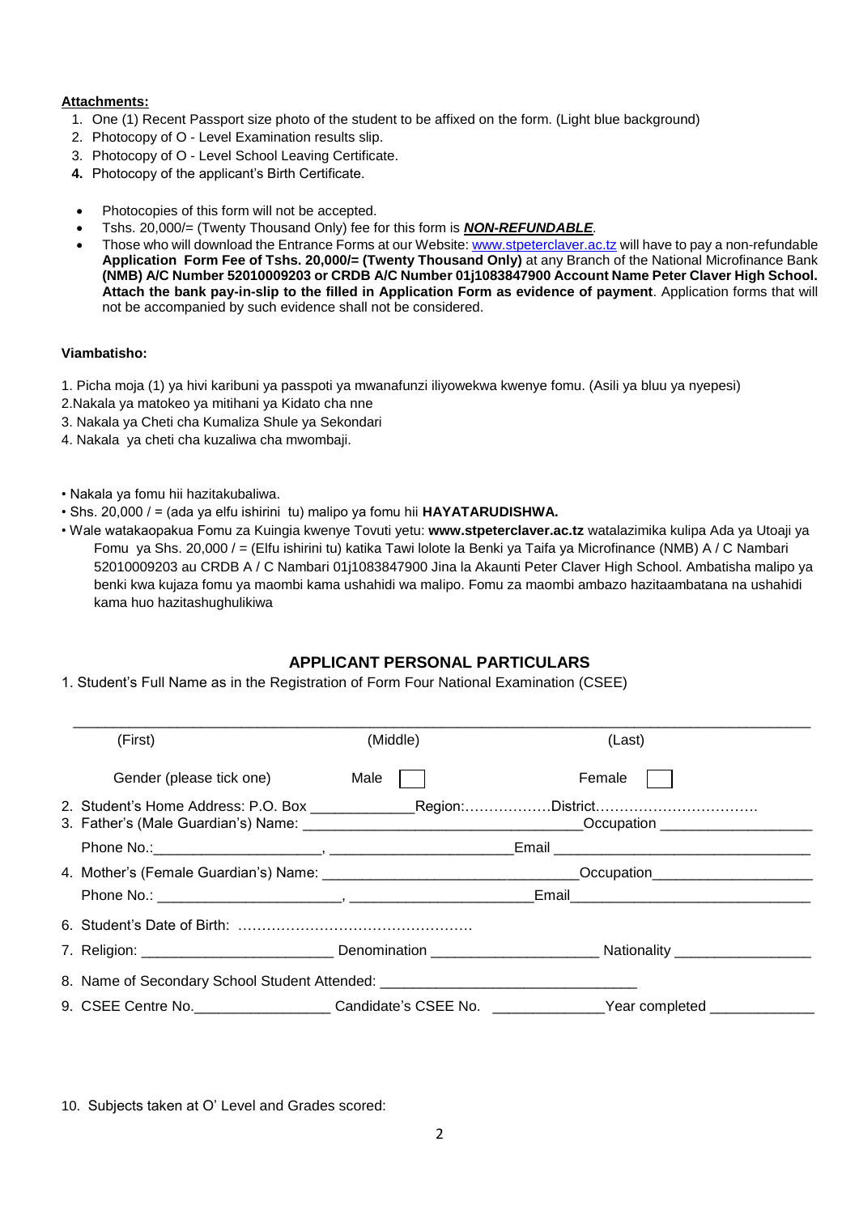**Attachments:**

1. One (1) Recent Passport size photo of the student to be affixed on the form. (Light blue background)
2. Photocopy of O - Level Examination results slip.
3. Photocopy of O - Level School Leaving Certificate.
4. Photocopy of the applicant's Birth Certificate.

- Photocopies of this form will not be accepted.
- Tshs. 20,000/= (Twenty Thousand Only) fee for this form is ***NON-REFUNDABLE***.
- Those who will download the Entrance Forms at our Website: www.stpeterclaver.ac.tz will have to pay a non-refundable **Application Form Fee of Tshs. 20,000/= (Twenty Thousand Only)** at any Branch of the National Microfinance Bank **(NMB) A/C Number 52010009203 or CRDB A/C Number 01j1083847900 Account Name Peter Claver High School. Attach the bank pay-in-slip to the filled in Application Form as evidence of payment**. Application forms that will not be accompanied by such evidence shall not be considered.

**Viambatisho:**

1. Picha moja (1) ya hivi karibuni ya passpoti ya mwanafunzi iliyowekwa kwenye fomu. (Asili ya bluu ya nyepesi)
2. Nakala ya matokeo ya mitihani ya Kidato cha nne
3. Nakala ya Cheti cha Kumaliza Shule ya Sekondari
4. Nakala ya cheti cha kuzaliwa cha mwombaji.

- Nakala ya fomu hii hazitakubaliwa.
- Shs. 20,000 / = (ada ya elfu ishirini tu) malipo ya fomu hii **HAYATARUDISHWA.**
- Wale watakaopakua Fomu za Kuingia kwenye Tovuti yetu: **www.stpeterclaver.ac.tz** watalazimika kulipa Ada ya Utoaji ya Fomu ya Shs. 20,000 / = (Elfu ishirini tu) katika Tawi lolote la Benki ya Taifa ya Microfinance (NMB) A / C Nambari 52010009203 au CRDB A / C Nambari 01j1083847900 Jina la Akaunti Peter Claver High School. Ambatisha malipo ya benki kwa kujaza fomu ya maombi kama ushahidi wa malipo. Fomu za maombi ambazo hazitaambatana na ushahidi kama huo hazitashughulikiwa

## APPLICANT PERSONAL PARTICULARS

1. Student's Full Name as in the Registration of Form Four National Examination (CSEE)

_______________________________________________________________________________

(First) (Middle) (Last)

Gender (please tick one) Male ☐ Female ☐

2. Student's Home Address: P.O. Box ____________Region:………………District…………………………….
3. Father's (Male Guardian's) Name: _________________________________Occupation __________________

   Phone No.:____________________, ______________________Email _______________________________

4. Mother's (Female Guardian's) Name: ______________________________Occupation___________________

   Phone No.: ______________________, _____________________Email_____________________________

6. Student's Date of Birth: …………………………………………
7. Religion: _______________________ Denomination ____________________ Nationality ________________
8. Name of Secondary School Student Attended: ______________________________
9. CSEE Centre No.________________ Candidate's CSEE No. _____________Year completed ____________

10. Subjects taken at O' Level and Grades scored: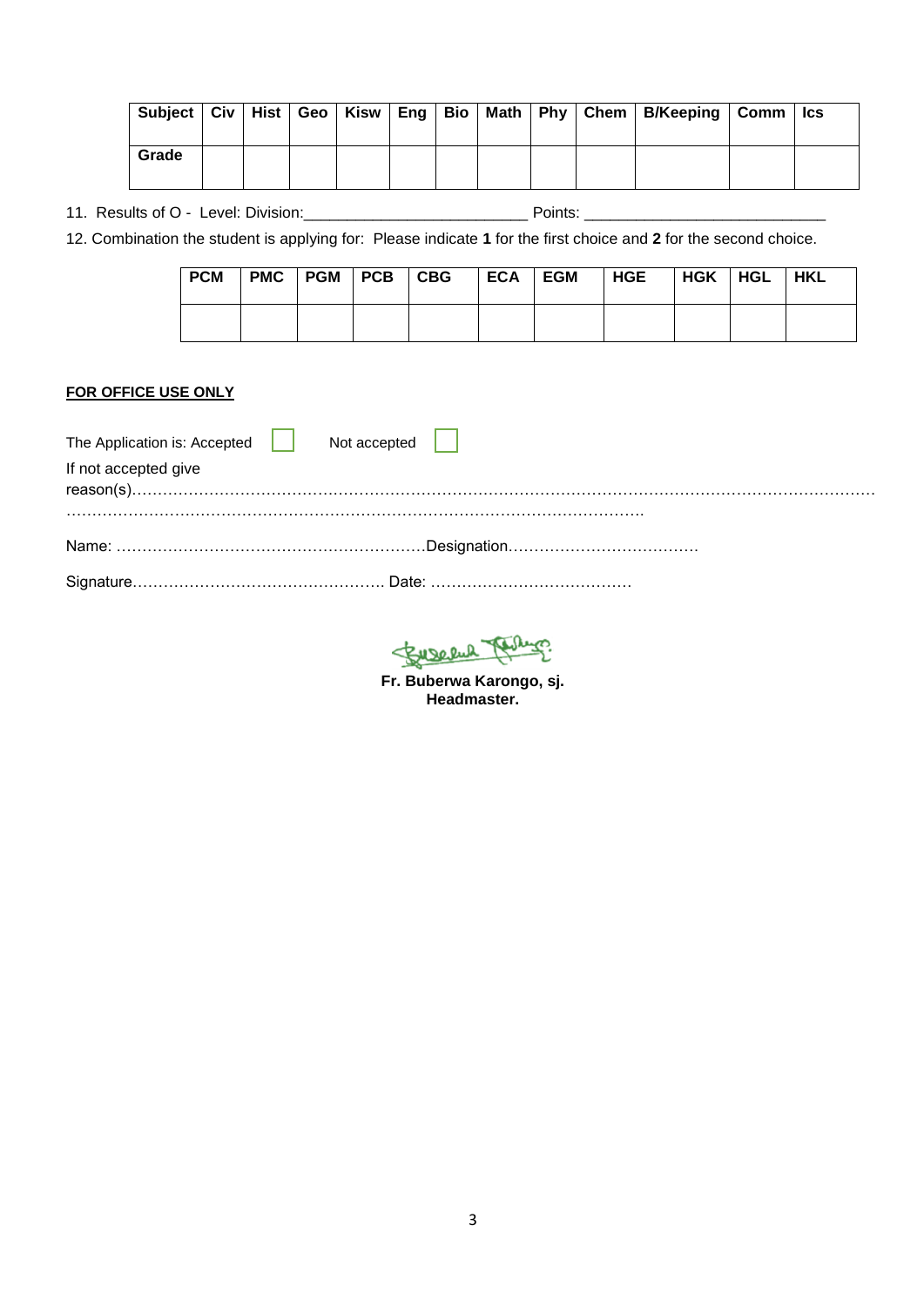| Subject | Civ | Hist | Geo | Kisw | Eng | Bio | Math | Phy | Chem | B/Keeping | Comm | Ics |
|---|---|---|---|---|---|---|---|---|---|---|---|---|
| Grade | | | | | | | | | | | | |

11. Results of O - Level: Division:_________________________ Points: ___________________________

12. Combination the student is applying for: Please indicate **1** for the first choice and **2** for the second choice.

| PCM | PMC | PGM | PCB | CBG | ECA | EGM | HGE | HGK | HGL | HKL |
|---|---|---|---|---|---|---|---|---|---|---|
| | | | | | | | | | | |

**FOR OFFICE USE ONLY**

The Application is: Accepted ☐ Not accepted ☐

If not accepted give reason(s)……………………………………………………………………………………………………………………………
…………………………………………………………………………………………………….

Name: …………………………………………………Designation………………………………

Signature…………………………………………. Date: …………………………………

**Fr. Buberwa Karongo, sj.**
**Headmaster.**